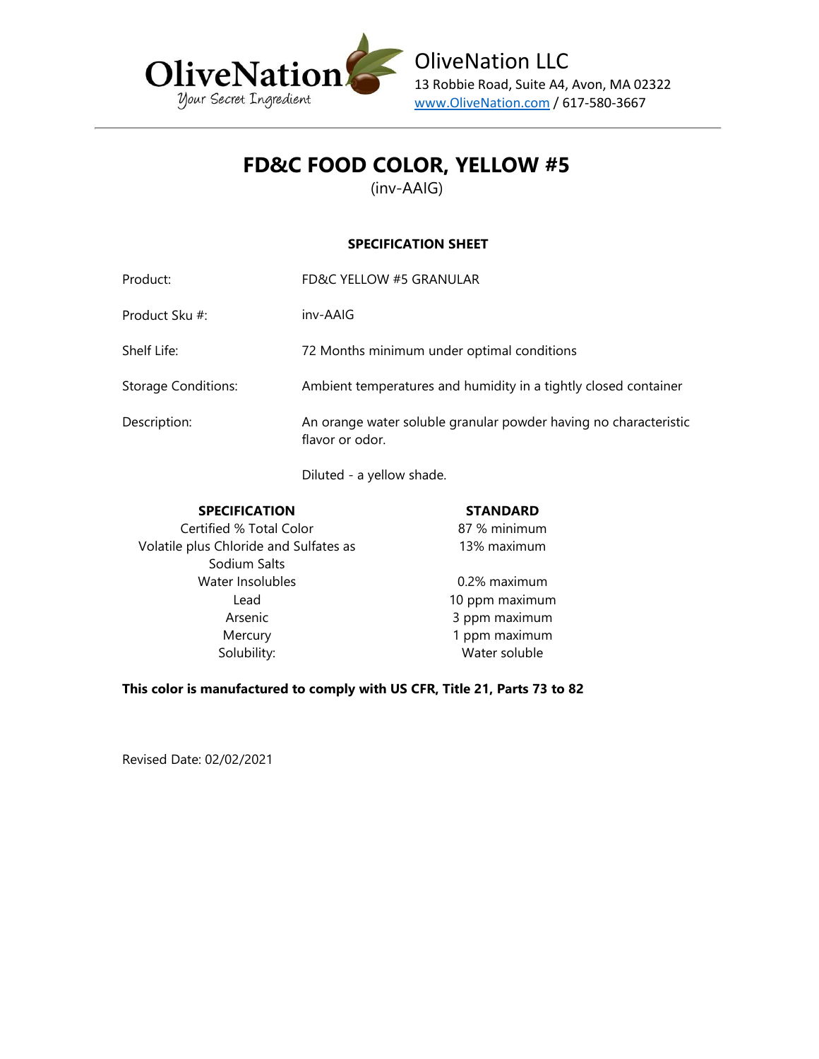OliveNation
Your Secret Ingredient

OliveNation LLC
13 Robbie Road, Suite A4, Avon, MA 02322
www.OliveNation.com / 617-580-3667

# FD&C FOOD COLOR, YELLOW #5

(inv-AAIG)

### SPECIFICATION SHEET

| | |
|---|---|
| Product: | FD&C YELLOW #5 GRANULAR |
| Product Sku #: | inv-AAIG |
| Shelf Life: | 72 Months minimum under optimal conditions |
| Storage Conditions: | Ambient temperatures and humidity in a tightly closed container |
| Description: | An orange water soluble granular powder having no characteristic flavor or odor. Diluted - a yellow shade. |

| SPECIFICATION | STANDARD |
|---|---|
| Certified % Total Color | 87 % minimum |
| Volatile plus Chloride and Sulfates as Sodium Salts | 13% maximum |
| Water Insolubles | 0.2% maximum |
| Lead | 10 ppm maximum |
| Arsenic | 3 ppm maximum |
| Mercury | 1 ppm maximum |
| Solubility: | Water soluble |

**This color is manufactured to comply with US CFR, Title 21, Parts 73 to 82**

Revised Date: 02/02/2021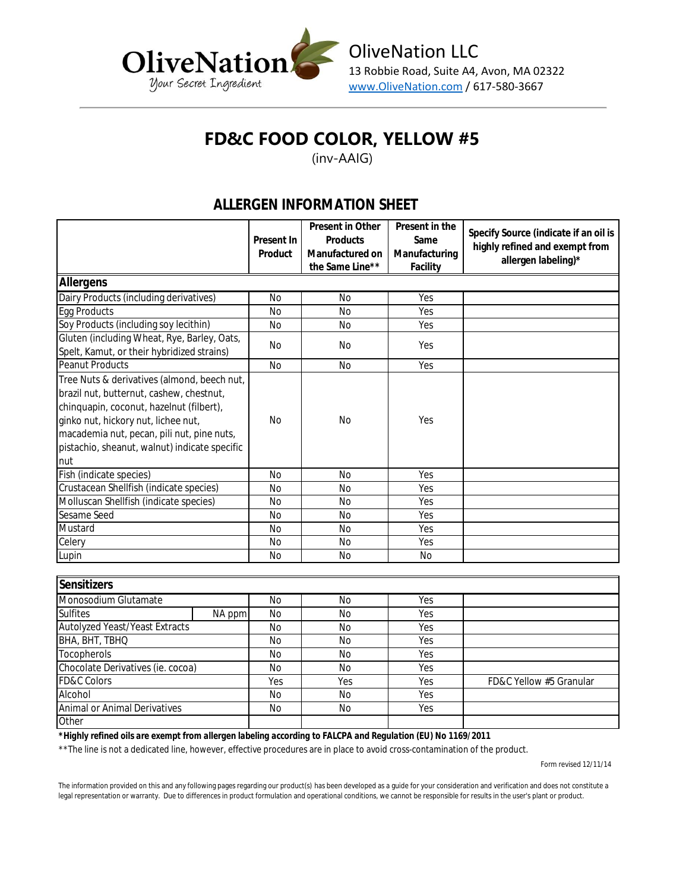OliveNation
Your Secret Ingredient

OliveNation LLC
13 Robbie Road, Suite A4, Avon, MA 02322
www.OliveNation.com / 617-580-3667

# FD&C FOOD COLOR, YELLOW #5

(inv-AAIG)

## ALLERGEN INFORMATION SHEET

| | Present In Product | Present in Other Products Manufactured on the Same Line** | Present in the Same Manufacturing Facility | Specify Source (indicate if an oil is highly refined and exempt from allergen labeling)* |
|---|---|---|---|---|
| **Allergens** | | | | |
| Dairy Products (including derivatives) | No | No | Yes | |
| Egg Products | No | No | Yes | |
| Soy Products (including soy lecithin) | No | No | Yes | |
| Gluten (including Wheat, Rye, Barley, Oats, Spelt, Kamut, or their hybridized strains) | No | No | Yes | |
| Peanut Products | No | No | Yes | |
| Tree Nuts & derivatives (almond, beech nut, brazil nut, butternut, cashew, chestnut, chinquapin, coconut, hazelnut (filbert), ginko nut, hickory nut, lichee nut, macademia nut, pecan, pili nut, pine nuts, pistachio, sheanut, walnut) indicate specific nut | No | No | Yes | |
| Fish (indicate species) | No | No | Yes | |
| Crustacean Shellfish (indicate species) | No | No | Yes | |
| Molluscan Shellfish (indicate species) | No | No | Yes | |
| Sesame Seed | No | No | Yes | |
| Mustard | No | No | Yes | |
| Celery | No | No | Yes | |
| Lupin | No | No | No | |

| **Sensitizers** | | | | |
|---|---|---|---|---|
| Monosodium Glutamate | No | No | Yes | |
| Sulfites NA ppm | No | No | Yes | |
| Autolyzed Yeast/Yeast Extracts | No | No | Yes | |
| BHA, BHT, TBHQ | No | No | Yes | |
| Tocopherols | No | No | Yes | |
| Chocolate Derivatives (ie. cocoa) | No | No | Yes | |
| FD&C Colors | Yes | Yes | Yes | FD&C Yellow #5 Granular |
| Alcohol | No | No | Yes | |
| Animal or Animal Derivatives | No | No | Yes | |
| Other | | | | |

***Highly refined oils are exempt from allergen labeling according to FALCPA and Regulation (EU) No 1169/2011**

**The line is not a dedicated line, however, effective procedures are in place to avoid cross-contamination of the product.

Form revised 12/11/14

The information provided on this and any following pages regarding our product(s) has been developed as a guide for your consideration and verification and does not constitute a legal representation or warranty. Due to differences in product formulation and operational conditions, we cannot be responsible for results in the user's plant or product.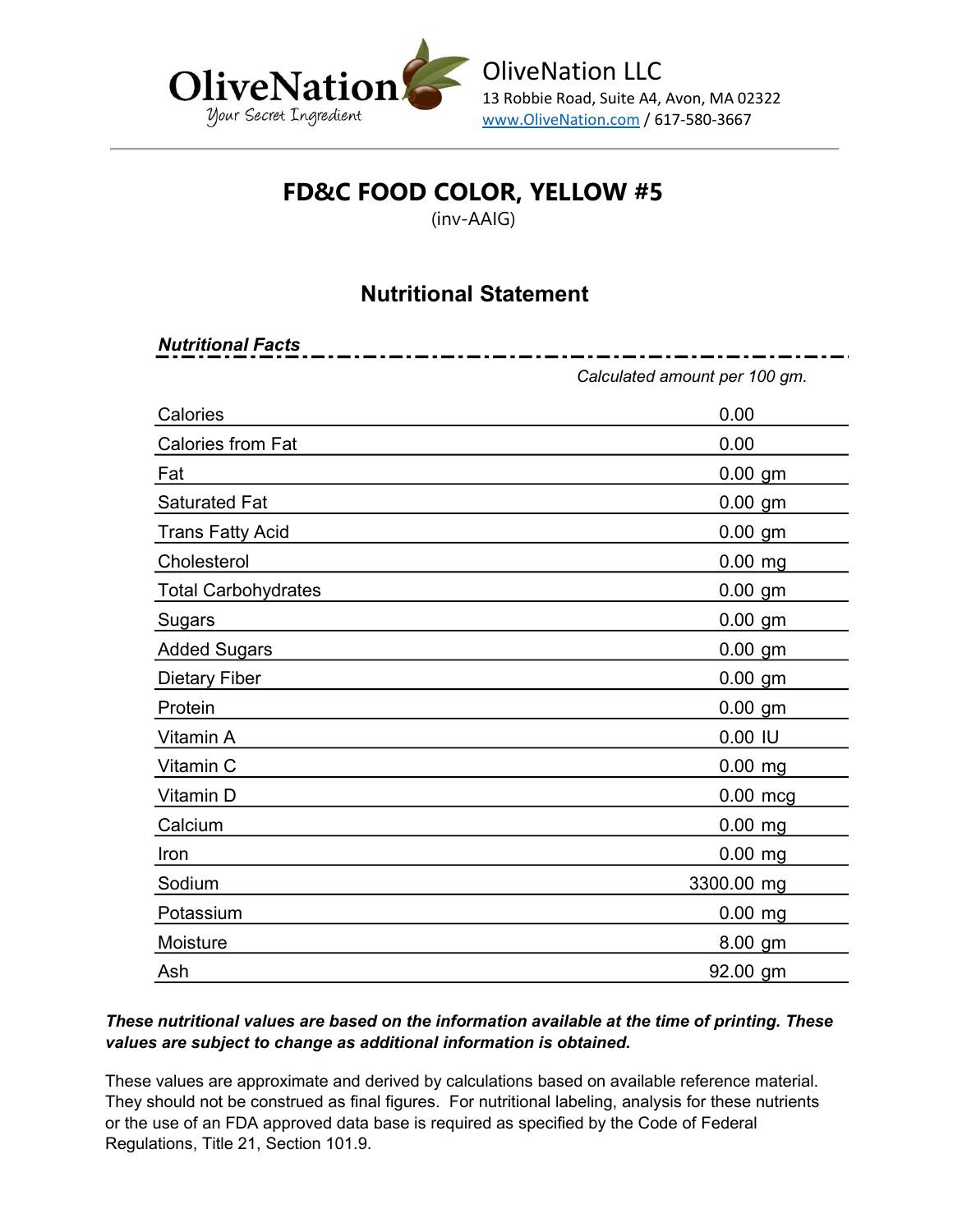OliveNation

*Your Secret Ingredient*

OliveNation LLC
13 Robbie Road, Suite A4, Avon, MA 02322
www.OliveNation.com / 617-580-3667

# FD&C FOOD COLOR, YELLOW #5

(inv-AAIG)

## Nutritional Statement

***Nutritional Facts***

| | *Calculated amount per 100 gm.* |
|---|---|
| Calories | 0.00 |
| Calories from Fat | 0.00 |
| Fat | 0.00 gm |
| Saturated Fat | 0.00 gm |
| Trans Fatty Acid | 0.00 gm |
| Cholesterol | 0.00 mg |
| Total Carbohydrates | 0.00 gm |
| Sugars | 0.00 gm |
| Added Sugars | 0.00 gm |
| Dietary Fiber | 0.00 gm |
| Protein | 0.00 gm |
| Vitamin A | 0.00 IU |
| Vitamin C | 0.00 mg |
| Vitamin D | 0.00 mcg |
| Calcium | 0.00 mg |
| Iron | 0.00 mg |
| Sodium | 3300.00 mg |
| Potassium | 0.00 mg |
| Moisture | 8.00 gm |
| Ash | 92.00 gm |

***These nutritional values are based on the information available at the time of printing. These values are subject to change as additional information is obtained.***

These values are approximate and derived by calculations based on available reference material. They should not be construed as final figures. For nutritional labeling, analysis for these nutrients or the use of an FDA approved data base is required as specified by the Code of Federal Regulations, Title 21, Section 101.9.